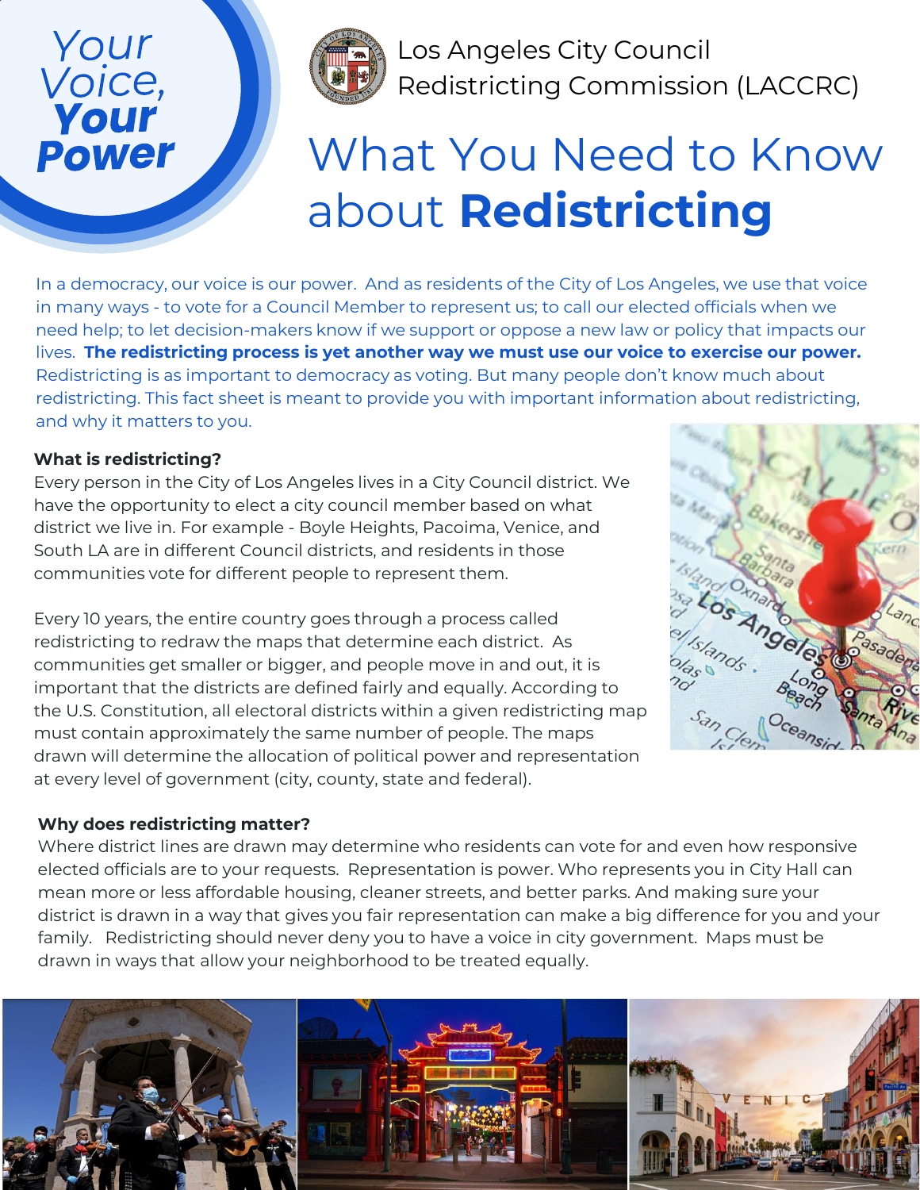# Your Voice, Your Power

Los Angeles City Council Redistricting Commission (LACCRC)

# What You Need to Know about **Redistricting**

In a democracy, our voice is our power. And as residents of the City of Los Angeles, we use that voice in many ways - to vote for a Council Member to represent us; to call our elected officials when we need help; to let decision-makers know if we support or oppose a new law or policy that impacts our lives. **The redistricting process is yet another way we must use our voice to exercise our power.** Redistricting is as important to democracy as voting. But many people don't know much about redistricting. This fact sheet is meant to provide you with important information about redistricting, and why it matters to you.

**What is redistricting?**

Every person in the City of Los Angeles lives in a City Council district. We have the opportunity to elect a city council member based on what district we live in. For example - Boyle Heights, Pacoima, Venice, and South LA are in different Council districts, and residents in those communities vote for different people to represent them.

Every 10 years, the entire country goes through a process called redistricting to redraw the maps that determine each district. As communities get smaller or bigger, and people move in and out, it is important that the districts are defined fairly and equally. According to the U.S. Constitution, all electoral districts within a given redistricting map must contain approximately the same number of people. The maps drawn will determine the allocation of political power and representation at every level of government (city, county, state and federal).

**Why does redistricting matter?**

Where district lines are drawn may determine who residents can vote for and even how responsive elected officials are to your requests. Representation is power. Who represents you in City Hall can mean more or less affordable housing, cleaner streets, and better parks. And making sure your district is drawn in a way that gives you fair representation can make a big difference for you and your family. Redistricting should never deny you to have a voice in city government. Maps must be drawn in ways that allow your neighborhood to be treated equally.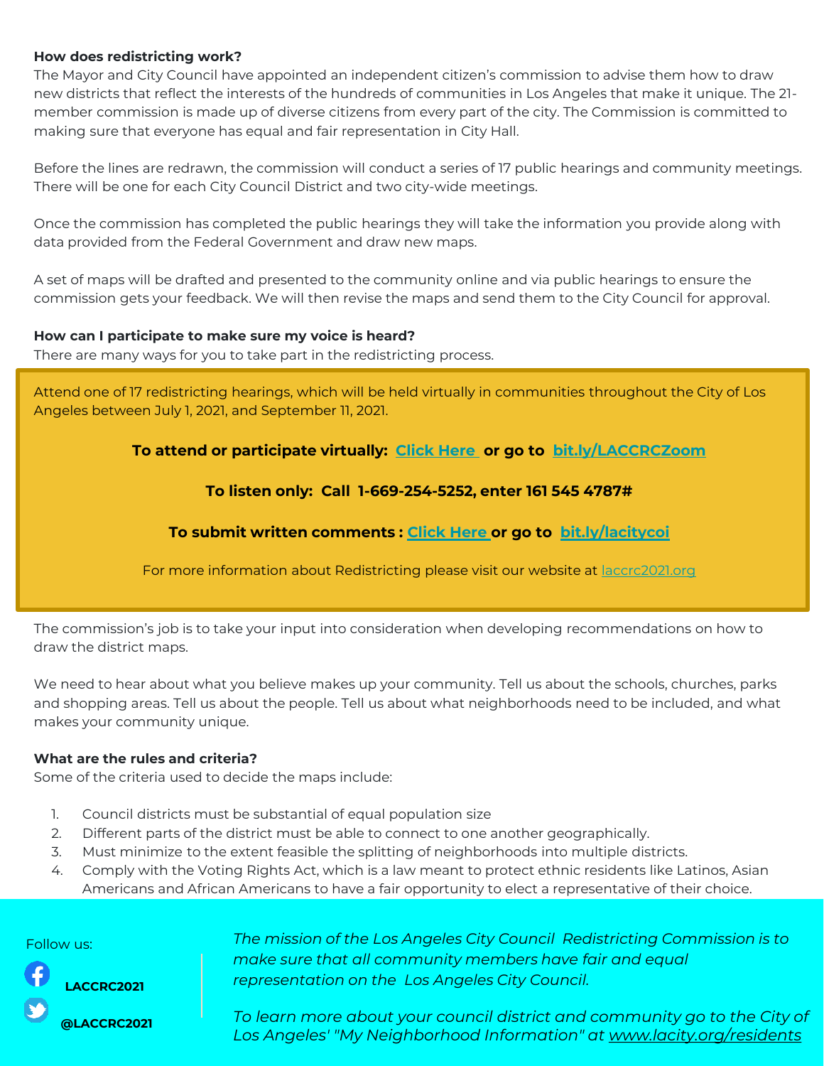**How does redistricting work?**

The Mayor and City Council have appointed an independent citizen's commission to advise them how to draw new districts that reflect the interests of the hundreds of communities in Los Angeles that make it unique. The 21-member commission is made up of diverse citizens from every part of the city. The Commission is committed to making sure that everyone has equal and fair representation in City Hall.

Before the lines are redrawn, the commission will conduct a series of 17 public hearings and community meetings. There will be one for each City Council District and two city-wide meetings.

Once the commission has completed the public hearings they will take the information you provide along with data provided from the Federal Government and draw new maps.

A set of maps will be drafted and presented to the community online and via public hearings to ensure the commission gets your feedback. We will then revise the maps and send them to the City Council for approval.

**How can I participate to make sure my voice is heard?**

There are many ways for you to take part in the redistricting process.

Attend one of 17 redistricting hearings, which will be held virtually in communities throughout the City of Los Angeles between July 1, 2021, and September 11, 2021.

**To attend or participate virtually: Click Here or go to bit.ly/LACCRCZoom**

**To listen only: Call 1-669-254-5252, enter 161 545 4787#**

**To submit written comments : Click Here or go to bit.ly/lacitycoi**

For more information about Redistricting please visit our website at laccrc2021.org

The commission's job is to take your input into consideration when developing recommendations on how to draw the district maps.

We need to hear about what you believe makes up your community. Tell us about the schools, churches, parks and shopping areas. Tell us about the people. Tell us about what neighborhoods need to be included, and what makes your community unique.

**What are the rules and criteria?**

Some of the criteria used to decide the maps include:

1. Council districts must be substantial of equal population size
2. Different parts of the district must be able to connect to one another geographically.
3. Must minimize to the extent feasible the splitting of neighborhoods into multiple districts.
4. Comply with the Voting Rights Act, which is a law meant to protect ethnic residents like Latinos, Asian Americans and African Americans to have a fair opportunity to elect a representative of their choice.

Follow us:

**LACCRC2021**

**@LACCRC2021**

*The mission of the Los Angeles City Council Redistricting Commission is to make sure that all community members have fair and equal representation on the Los Angeles City Council.*

*To learn more about your council district and community go to the City of Los Angeles' "My Neighborhood Information" at www.lacity.org/residents*